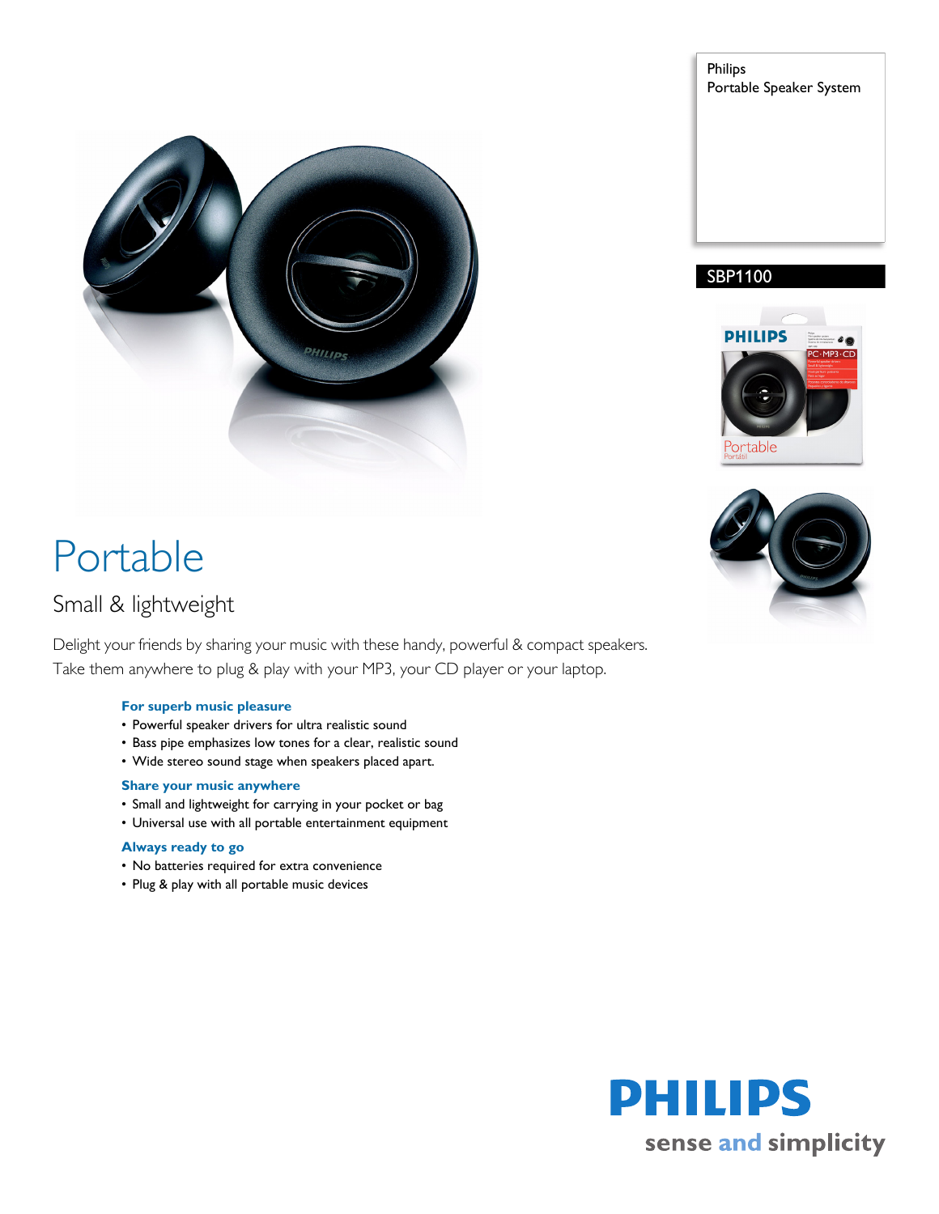Philips
Portable Speaker System

SBP1100

# Portable

## Small & lightweight

Delight your friends by sharing your music with these handy, powerful & compact speakers. Take them anywhere to plug & play with your MP3, your CD player or your laptop.

### For superb music pleasure
- Powerful speaker drivers for ultra realistic sound
- Bass pipe emphasizes low tones for a clear, realistic sound
- Wide stereo sound stage when speakers placed apart.

### Share your music anywhere
- Small and lightweight for carrying in your pocket or bag
- Universal use with all portable entertainment equipment

### Always ready to go
- No batteries required for extra convenience
- Plug & play with all portable music devices

PHILIPS
sense and simplicity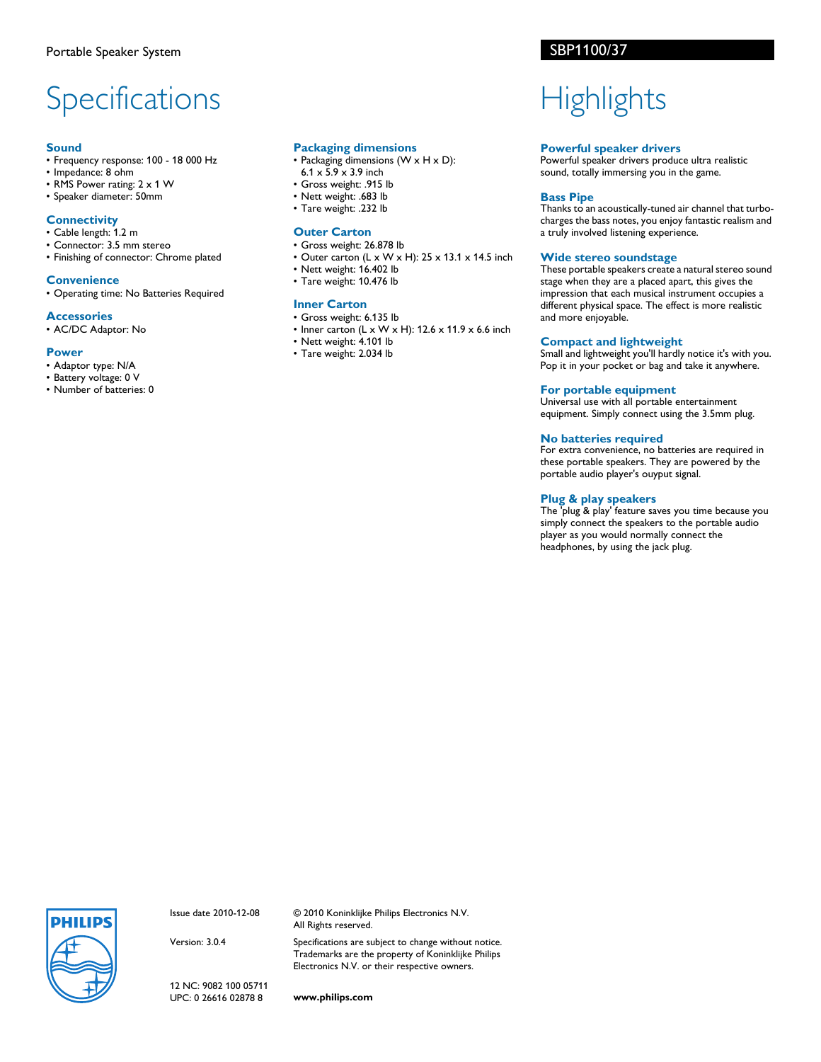# Specifications

### Sound

- Frequency response: 100 - 18 000 Hz
- Impedance: 8 ohm
- RMS Power rating: 2 x 1 W
- Speaker diameter: 50mm

### Connectivity

- Cable length: 1.2 m
- Connector: 3.5 mm stereo
- Finishing of connector: Chrome plated

### Convenience

- Operating time: No Batteries Required

### Accessories

- AC/DC Adaptor: No

### Power

- Adaptor type: N/A
- Battery voltage: 0 V
- Number of batteries: 0

### Packaging dimensions

- Packaging dimensions (W x H x D): 6.1 x 5.9 x 3.9 inch
- Gross weight: .915 lb
- Nett weight: .683 lb
- Tare weight: .232 lb

### Outer Carton

- Gross weight: 26.878 lb
- Outer carton (L x W x H): 25 x 13.1 x 14.5 inch
- Nett weight: 16.402 lb
- Tare weight: 10.476 lb

### Inner Carton

- Gross weight: 6.135 lb
- Inner carton (L x W x H): 12.6 x 11.9 x 6.6 inch
- Nett weight: 4.101 lb
- Tare weight: 2.034 lb

# Highlights

### Powerful speaker drivers

Powerful speaker drivers produce ultra realistic sound, totally immersing you in the game.

### Bass Pipe

Thanks to an acoustically-tuned air channel that turbo-charges the bass notes, you enjoy fantastic realism and a truly involved listening experience.

### Wide stereo soundstage

These portable speakers create a natural stereo sound stage when they are a placed apart, this gives the impression that each musical instrument occupies a different physical space. The effect is more realistic and more enjoyable.

### Compact and lightweight

Small and lightweight you'll hardly notice it's with you. Pop it in your pocket or bag and take it anywhere.

### For portable equipment

Universal use with all portable entertainment equipment. Simply connect using the 3.5mm plug.

### No batteries required

For extra convenience, no batteries are required in these portable speakers. They are powered by the portable audio player's ouyput signal.

### Plug & play speakers

The 'plug & play' feature saves you time because you simply connect the speakers to the portable audio player as you would normally connect the headphones, by using the jack plug.

Issue date 2010-12-08

Version: 3.0.4

12 NC: 9082 100 05711
UPC: 0 26616 02878 8

© 2010 Koninklijke Philips Electronics N.V.
All Rights reserved.

Specifications are subject to change without notice. Trademarks are the property of Koninklijke Philips Electronics N.V. or their respective owners.

www.philips.com